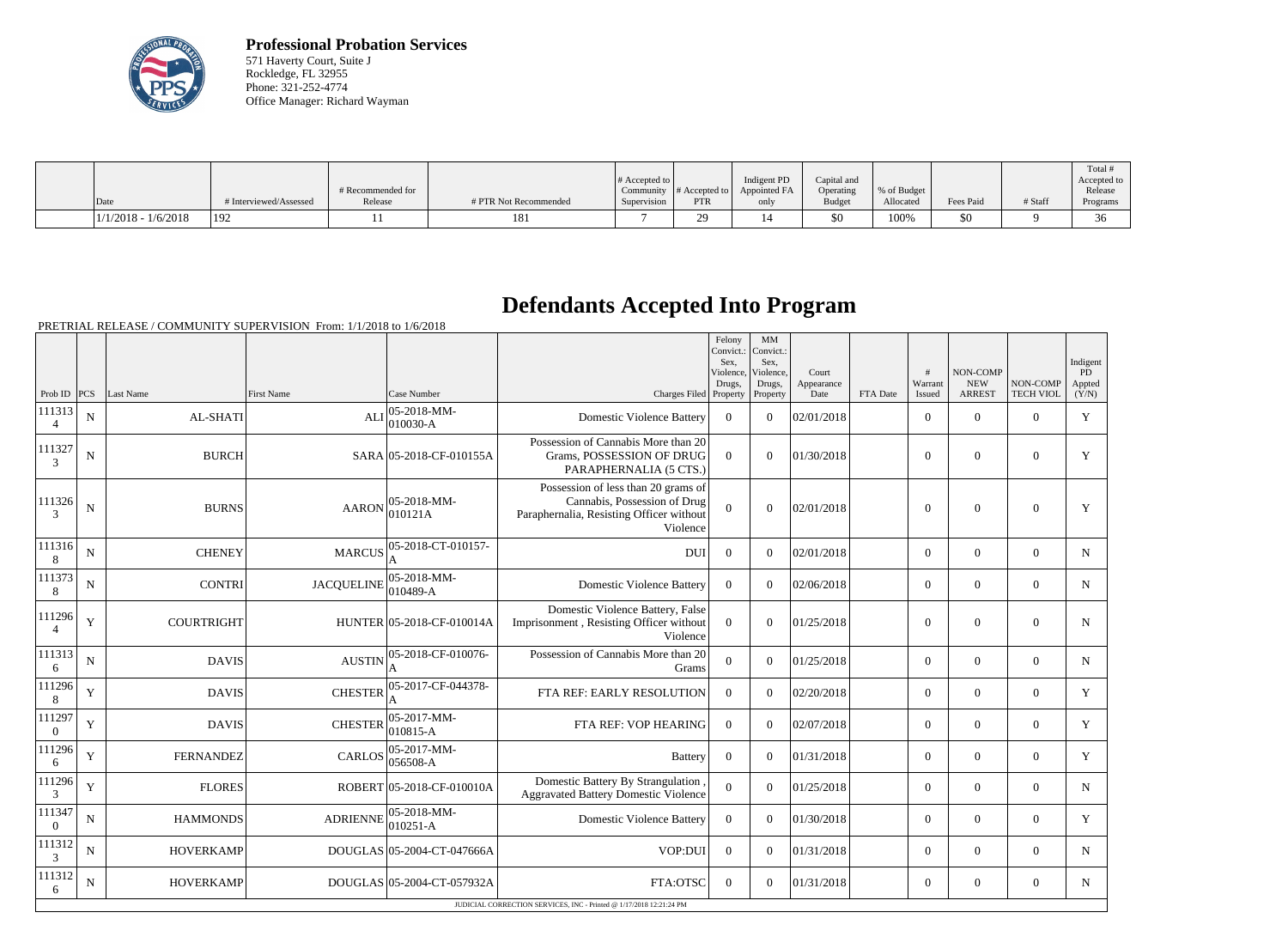**Professional Probation Services**
571 Haverty Court, Suite J
Rockledge, FL 32955
Phone: 321-252-4774
Office Manager: Richard Wayman

| Date | # Interviewed/Assessed | # Recommended for Release | # PTR Not Recommended | # Accepted to Community Supervision | # Accepted to PTR | Indigent PD Appointed FA only | Capital and Operating Budget | % of Budget Allocated | Fees Paid | # Staff | Total # Accepted to Release Programs |
|---|---|---|---|---|---|---|---|---|---|---|---|
| 1/1/2018 - 1/6/2018 | 192 | 11 | 181 | 7 | 29 | 14 | $0 | 100% | $0 | 9 | 36 |

# Defendants Accepted Into Program

PRETRIAL RELEASE / COMMUNITY SUPERVISION From: 1/1/2018 to 1/6/2018

| Prob ID | PCS | Last Name | First Name | Case Number | Charges Filed | Felony Convict.: Sex, Violence, Drugs, Property | MM Convict.: Sex, Violence, Drugs, Property | Court Appearance Date | FTA Date | # Warrant Issued | NON-COMP NEW ARREST | NON-COMP TECH VIOL | Indigent PD Appted (Y/N) |
|---|---|---|---|---|---|---|---|---|---|---|---|---|---|
| 1113134 | N | AL-SHATI | ALI | 05-2018-MM-010030-A | Domestic Violence Battery | 0 | 0 | 02/01/2018 | | 0 | 0 | 0 | Y |
| 1113273 | N | BURCH | SARA | 05-2018-CF-010155A | Possession of Cannabis More than 20 Grams, POSSESSION OF DRUG PARAPHERNALIA (5 CTS.) | 0 | 0 | 01/30/2018 | | 0 | 0 | 0 | Y |
| 1113263 | N | BURNS | AARON | 05-2018-MM-010121A | Possession of less than 20 grams of Cannabis, Possession of Drug Paraphernalia, Resisting Officer without Violence | 0 | 0 | 02/01/2018 | | 0 | 0 | 0 | Y |
| 1113168 | N | CHENEY | MARCUS | 05-2018-CT-010157-A | DUI | 0 | 0 | 02/01/2018 | | 0 | 0 | 0 | N |
| 1113738 | N | CONTRI | JACQUELINE | 05-2018-MM-010489-A | Domestic Violence Battery | 0 | 0 | 02/06/2018 | | 0 | 0 | 0 | N |
| 1112964 | Y | COURTRIGHT | HUNTER | 05-2018-CF-010014A | Domestic Violence Battery, False Imprisonment , Resisting Officer without Violence | 0 | 0 | 01/25/2018 | | 0 | 0 | 0 | N |
| 1113136 | N | DAVIS | AUSTIN | 05-2018-CF-010076-A | Possession of Cannabis More than 20 Grams | 0 | 0 | 01/25/2018 | | 0 | 0 | 0 | N |
| 1112968 | Y | DAVIS | CHESTER | 05-2017-CF-044378-A | FTA REF: EARLY RESOLUTION | 0 | 0 | 02/20/2018 | | 0 | 0 | 0 | Y |
| 1112970 | Y | DAVIS | CHESTER | 05-2017-MM-010815-A | FTA REF: VOP HEARING | 0 | 0 | 02/07/2018 | | 0 | 0 | 0 | Y |
| 1112966 | Y | FERNANDEZ | CARLOS | 05-2017-MM-056508-A | Battery | 0 | 0 | 01/31/2018 | | 0 | 0 | 0 | Y |
| 1112963 | Y | FLORES | ROBERT | 05-2018-CF-010010A | Domestic Battery By Strangulation , Aggravated Battery Domestic Violence | 0 | 0 | 01/25/2018 | | 0 | 0 | 0 | N |
| 1113470 | N | HAMMONDS | ADRIENNE | 05-2018-MM-010251-A | Domestic Violence Battery | 0 | 0 | 01/30/2018 | | 0 | 0 | 0 | Y |
| 1113123 | N | HOVERKAMP | DOUGLAS | 05-2004-CT-047666A | VOP:DUI | 0 | 0 | 01/31/2018 | | 0 | 0 | 0 | N |
| 1113126 | N | HOVERKAMP | DOUGLAS | 05-2004-CT-057932A | FTA:OTSC | 0 | 0 | 01/31/2018 | | 0 | 0 | 0 | N |

JUDICIAL CORRECTION SERVICES, INC - Printed @ 1/17/2018 12:21:24 PM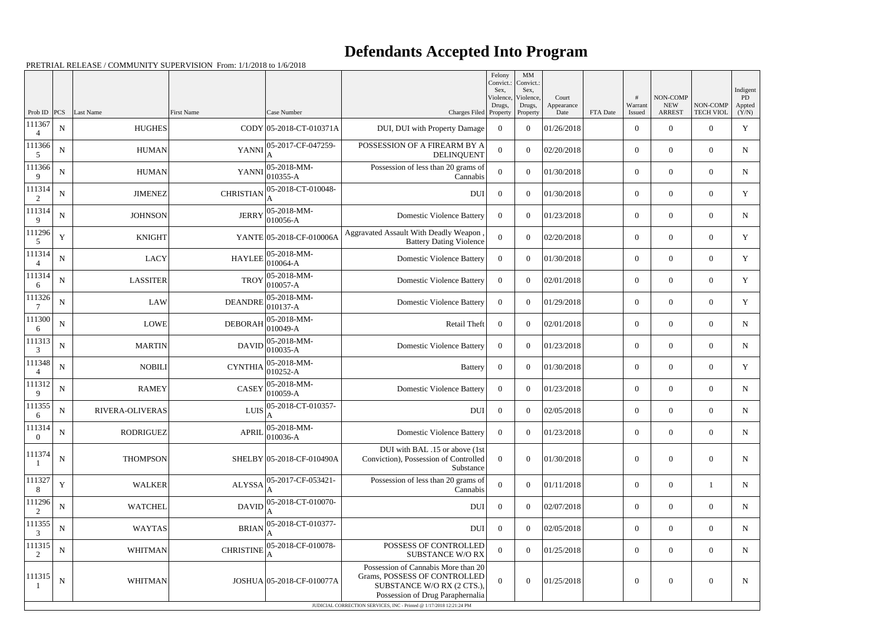# Defendants Accepted Into Program

PRETRIAL RELEASE / COMMUNITY SUPERVISION From: 1/1/2018 to 1/6/2018

| Prob ID | PCS | Last Name | First Name | Case Number | Charges Filed | Felony Convict.: Sex, Violence, Drugs, Property | MM Convict.: Sex, Violence, Drugs, Property | Court Appearance Date | FTA Date | # Warrant Issued | NON-COMP NEW ARREST | NON-COMP TECH VIOL | Indigent PD Appted (Y/N) |
|---|---|---|---|---|---|---|---|---|---|---|---|---|---|
| 1113674 | N | HUGHES | CODY | 05-2018-CT-010371A | DUI, DUI with Property Damage | 0 | 0 | 01/26/2018 | | 0 | 0 | 0 | Y |
| 1113665 | N | HUMAN | YANNI | 05-2017-CF-047259-A | POSSESSION OF A FIREARM BY A DELINQUENT | 0 | 0 | 02/20/2018 | | 0 | 0 | 0 | N |
| 1113669 | N | HUMAN | YANNI | 05-2018-MM-010355-A | Possession of less than 20 grams of Cannabis | 0 | 0 | 01/30/2018 | | 0 | 0 | 0 | N |
| 1113142 | N | JIMENEZ | CHRISTIAN | 05-2018-CT-010048-A | DUI | 0 | 0 | 01/30/2018 | | 0 | 0 | 0 | Y |
| 1113149 | N | JOHNSON | JERRY | 05-2018-MM-010056-A | Domestic Violence Battery | 0 | 0 | 01/23/2018 | | 0 | 0 | 0 | N |
| 1112965 | Y | KNIGHT | YANTE | 05-2018-CF-010006A | Aggravated Assault With Deadly Weapon , Battery Dating Violence | 0 | 0 | 02/20/2018 | | 0 | 0 | 0 | Y |
| 1113144 | N | LACY | HAYLEE | 05-2018-MM-010064-A | Domestic Violence Battery | 0 | 0 | 01/30/2018 | | 0 | 0 | 0 | Y |
| 1113146 | N | LASSITER | TROY | 05-2018-MM-010057-A | Domestic Violence Battery | 0 | 0 | 02/01/2018 | | 0 | 0 | 0 | Y |
| 1113267 | N | LAW | DEANDRE | 05-2018-MM-010137-A | Domestic Violence Battery | 0 | 0 | 01/29/2018 | | 0 | 0 | 0 | Y |
| 1113006 | N | LOWE | DEBORAH | 05-2018-MM-010049-A | Retail Theft | 0 | 0 | 02/01/2018 | | 0 | 0 | 0 | N |
| 1113133 | N | MARTIN | DAVID | 05-2018-MM-010035-A | Domestic Violence Battery | 0 | 0 | 01/23/2018 | | 0 | 0 | 0 | N |
| 1113484 | N | NOBILI | CYNTHIA | 05-2018-MM-010252-A | Battery | 0 | 0 | 01/30/2018 | | 0 | 0 | 0 | Y |
| 1113129 | N | RAMEY | CASEY | 05-2018-MM-010059-A | Domestic Violence Battery | 0 | 0 | 01/23/2018 | | 0 | 0 | 0 | N |
| 1113556 | N | RIVERA-OLIVERAS | LUIS | 05-2018-CT-010357-A | DUI | 0 | 0 | 02/05/2018 | | 0 | 0 | 0 | N |
| 1113140 | N | RODRIGUEZ | APRIL | 05-2018-MM-010036-A | Domestic Violence Battery | 0 | 0 | 01/23/2018 | | 0 | 0 | 0 | N |
| 1113741 | N | THOMPSON | SHELBY | 05-2018-CF-010490A | DUI with BAL .15 or above (1st Conviction), Possession of Controlled Substance | 0 | 0 | 01/30/2018 | | 0 | 0 | 0 | N |
| 1113278 | Y | WALKER | ALYSSA | 05-2017-CF-053421-A | Possession of less than 20 grams of Cannabis | 0 | 0 | 01/11/2018 | | 0 | 0 | 1 | N |
| 1112962 | N | WATCHEL | DAVID | 05-2018-CT-010070-A | DUI | 0 | 0 | 02/07/2018 | | 0 | 0 | 0 | N |
| 1113553 | N | WAYTAS | BRIAN | 05-2018-CT-010377-A | DUI | 0 | 0 | 02/05/2018 | | 0 | 0 | 0 | N |
| 1113152 | N | WHITMAN | CHRISTINE | 05-2018-CF-010078-A | POSSESS OF CONTROLLED SUBSTANCE W/O RX | 0 | 0 | 01/25/2018 | | 0 | 0 | 0 | N |
| 1113151 | N | WHITMAN | JOSHUA | 05-2018-CF-010077A | Possession of Cannabis More than 20 Grams, POSSESS OF CONTROLLED SUBSTANCE W/O RX (2 CTS.), Possession of Drug Paraphernalia | 0 | 0 | 01/25/2018 | | 0 | 0 | 0 | N |

JUDICIAL CORRECTION SERVICES, INC - Printed @ 1/17/2018 12:21:24 PM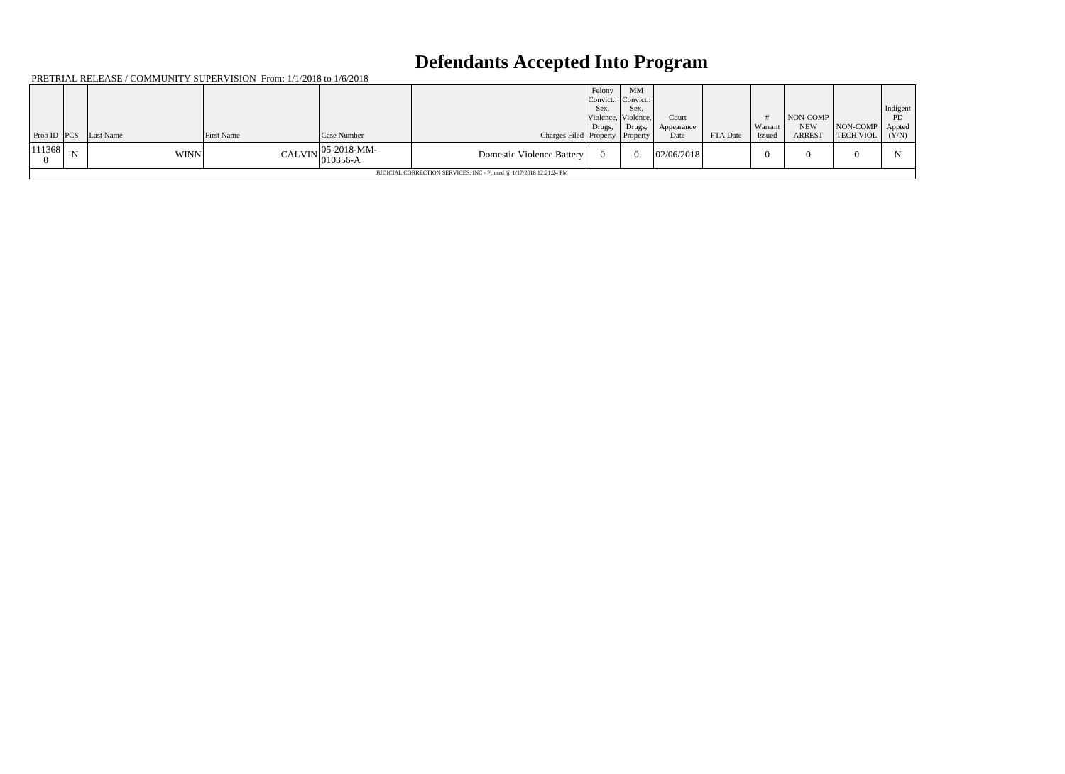# Defendants Accepted Into Program

PRETRIAL RELEASE / COMMUNITY SUPERVISION From: 1/1/2018 to 1/6/2018

| Prob ID | PCS | Last Name | First Name | Case Number | Charges Filed | Felony Convict.: Sex, Violence, Drugs, Property | MM Convict.: Sex, Violence, Drugs, Property | Court Appearance Date | FTA Date | # Warrant Issued | NON-COMP NEW ARREST | NON-COMP TECH VIOL | Indigent PD Appted (Y/N) |
|---|---|---|---|---|---|---|---|---|---|---|---|---|---|
| 1113680 | N | WINN | CALVIN | 05-2018-MM-010356-A | Domestic Violence Battery | 0 | 0 | 02/06/2018 | | 0 | 0 | 0 | N |

JUDICIAL CORRECTION SERVICES, INC - Printed @ 1/17/2018 12:21:24 PM